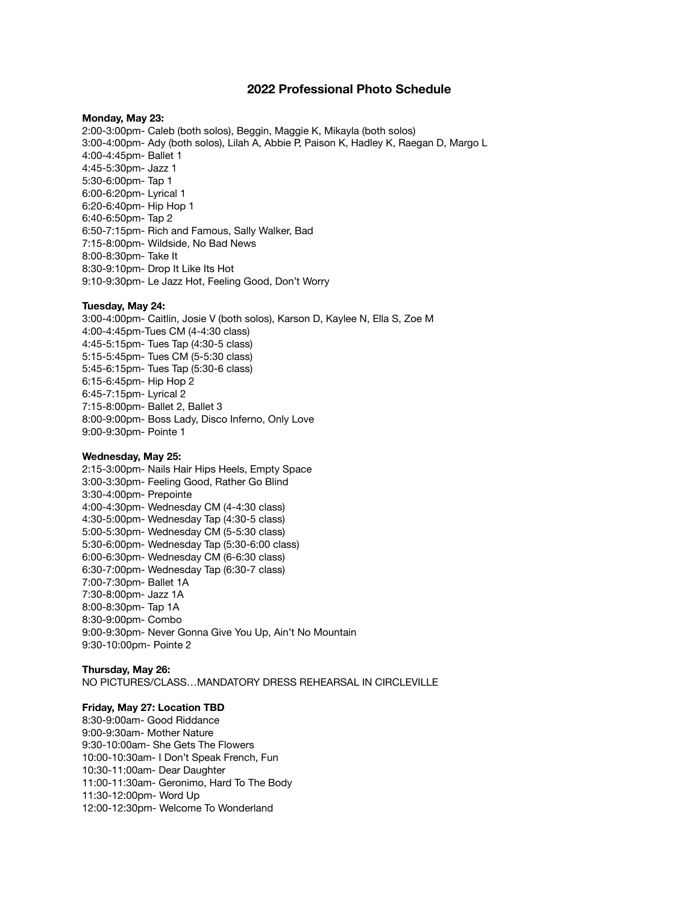# 2022 Professional Photo Schedule

**Monday, May 23:**

2:00-3:00pm- Caleb (both solos), Beggin, Maggie K, Mikayla (both solos)
3:00-4:00pm- Ady (both solos), Lilah A, Abbie P, Paison K, Hadley K, Raegan D, Margo L
4:00-4:45pm- Ballet 1
4:45-5:30pm- Jazz 1
5:30-6:00pm- Tap 1
6:00-6:20pm- Lyrical 1
6:20-6:40pm- Hip Hop 1
6:40-6:50pm- Tap 2
6:50-7:15pm- Rich and Famous, Sally Walker, Bad
7:15-8:00pm- Wildside, No Bad News
8:00-8:30pm- Take It
8:30-9:10pm- Drop It Like Its Hot
9:10-9:30pm- Le Jazz Hot, Feeling Good, Don't Worry

**Tuesday, May 24:**

3:00-4:00pm- Caitlin, Josie V (both solos), Karson D, Kaylee N, Ella S, Zoe M
4:00-4:45pm-Tues CM (4-4:30 class)
4:45-5:15pm- Tues Tap (4:30-5 class)
5:15-5:45pm- Tues CM (5-5:30 class)
5:45-6:15pm- Tues Tap (5:30-6 class)
6:15-6:45pm- Hip Hop 2
6:45-7:15pm- Lyrical 2
7:15-8:00pm- Ballet 2, Ballet 3
8:00-9:00pm- Boss Lady, Disco Inferno, Only Love
9:00-9:30pm- Pointe 1

**Wednesday, May 25:**

2:15-3:00pm- Nails Hair Hips Heels, Empty Space
3:00-3:30pm- Feeling Good, Rather Go Blind
3:30-4:00pm- Prepointe
4:00-4:30pm- Wednesday CM (4-4:30 class)
4:30-5:00pm- Wednesday Tap (4:30-5 class)
5:00-5:30pm- Wednesday CM (5-5:30 class)
5:30-6:00pm- Wednesday Tap (5:30-6:00 class)
6:00-6:30pm- Wednesday CM (6-6:30 class)
6:30-7:00pm- Wednesday Tap (6:30-7 class)
7:00-7:30pm- Ballet 1A
7:30-8:00pm- Jazz 1A
8:00-8:30pm- Tap 1A
8:30-9:00pm- Combo
9:00-9:30pm- Never Gonna Give You Up, Ain't No Mountain
9:30-10:00pm- Pointe 2

**Thursday, May 26:**

NO PICTURES/CLASS…MANDATORY DRESS REHEARSAL IN CIRCLEVILLE

**Friday, May 27: Location TBD**

8:30-9:00am- Good Riddance
9:00-9:30am- Mother Nature
9:30-10:00am- She Gets The Flowers
10:00-10:30am- I Don't Speak French, Fun
10:30-11:00am- Dear Daughter
11:00-11:30am- Geronimo, Hard To The Body
11:30-12:00pm- Word Up
12:00-12:30pm- Welcome To Wonderland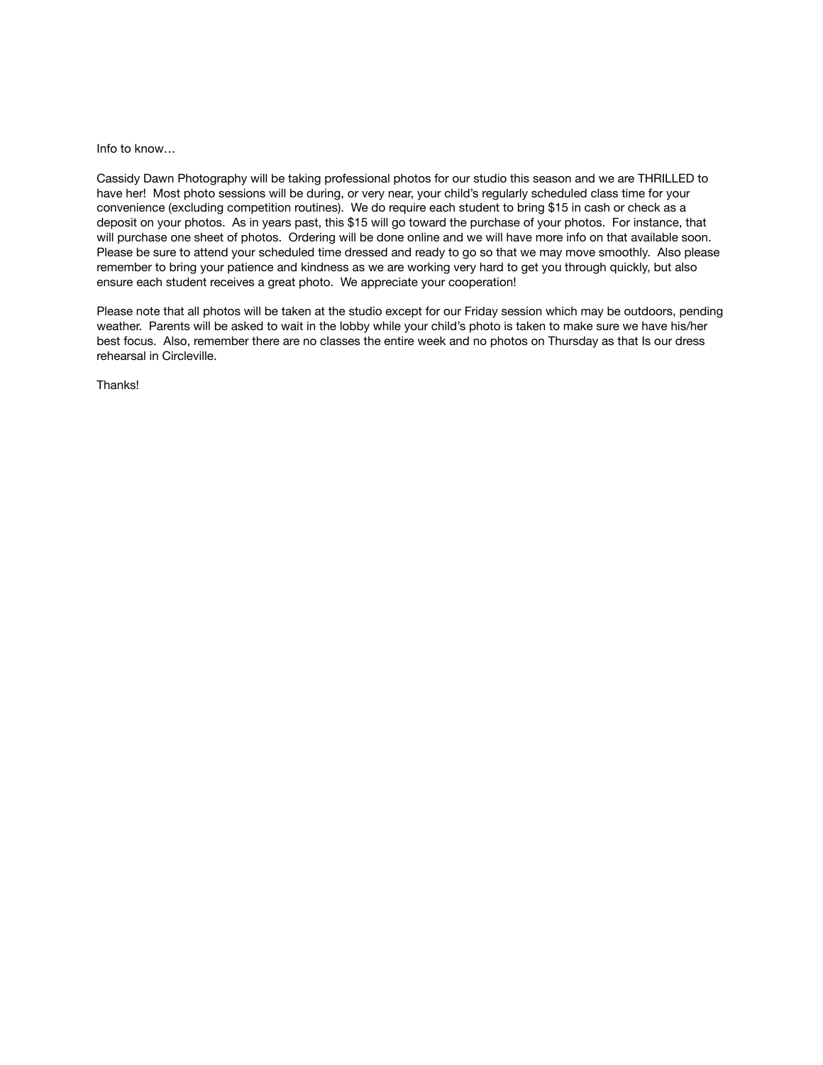Info to know…

Cassidy Dawn Photography will be taking professional photos for our studio this season and we are THRILLED to have her! Most photo sessions will be during, or very near, your child's regularly scheduled class time for your convenience (excluding competition routines). We do require each student to bring $15 in cash or check as a deposit on your photos. As in years past, this $15 will go toward the purchase of your photos. For instance, that will purchase one sheet of photos. Ordering will be done online and we will have more info on that available soon. Please be sure to attend your scheduled time dressed and ready to go so that we may move smoothly. Also please remember to bring your patience and kindness as we are working very hard to get you through quickly, but also ensure each student receives a great photo. We appreciate your cooperation!

Please note that all photos will be taken at the studio except for our Friday session which may be outdoors, pending weather. Parents will be asked to wait in the lobby while your child's photo is taken to make sure we have his/her best focus. Also, remember there are no classes the entire week and no photos on Thursday as that Is our dress rehearsal in Circleville.

Thanks!